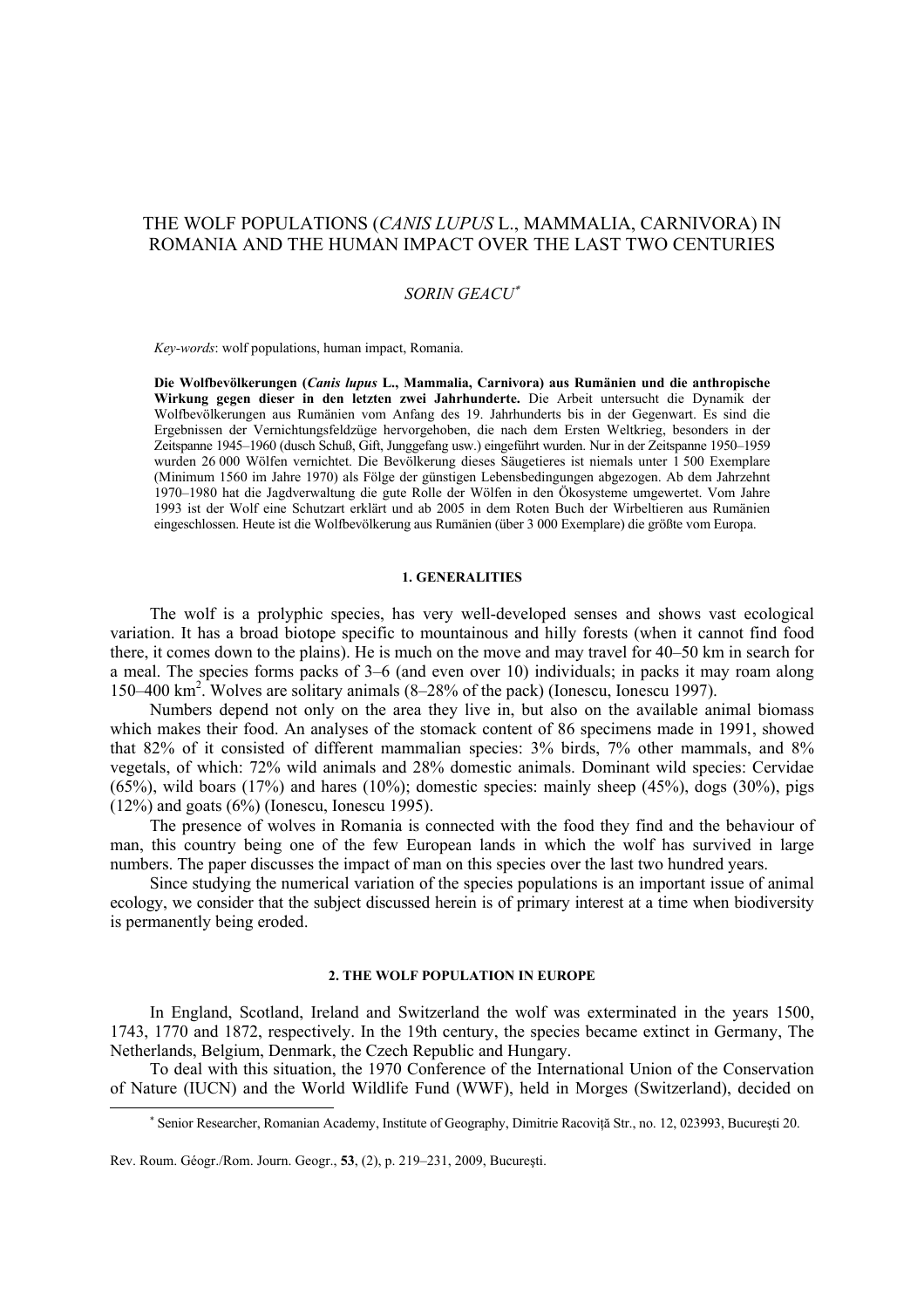# THE WOLF POPULATIONS (*CANIS LUPUS* L., MAMMALIA, CARNIVORA) IN ROMANIA AND THE HUMAN IMPACT OVER THE LAST TWO CENTURIES

*SORIN GEACU*[*]

*Key-words*: wolf populations, human impact, Romania.

**Die Wolfbevölkerungen (*Canis lupus* L., Mammalia, Carnivora) aus Rumänien und die anthropische Wirkung gegen dieser in den letzten zwei Jahrhunderte.** Die Arbeit untersucht die Dynamik der Wolfbevölkerungen aus Rumänien vom Anfang des 19. Jahrhunderts bis in der Gegenwart. Es sind die Ergebnissen der Vernichtungsfeldzüge hervorgehoben, die nach dem Ersten Weltkrieg, besonders in der Zeitspanne 1945–1960 (dusch Schuß, Gift, Junggefang usw.) eingeführt wurden. Nur in der Zeitspanne 1950–1959 wurden 26 000 Wölfen vernichtet. Die Bevölkerung dieses Säugetieres ist niemals unter 1 500 Exemplare (Minimum 1560 im Jahre 1970) als Fölge der günstigen Lebensbedingungen abgezogen. Ab dem Jahrzehnt 1970–1980 hat die Jagdverwaltung die gute Rolle der Wölfen in den Ökosysteme umgewertet. Vom Jahre 1993 ist der Wolf eine Schutzart erklärt und ab 2005 in dem Roten Buch der Wirbeltieren aus Rumänien eingeschlossen. Heute ist die Wolfbevölkerung aus Rumänien (über 3 000 Exemplare) die größte vom Europa.

## 1. GENERALITIES

The wolf is a prolyphic species, has very well-developed senses and shows vast ecological variation. It has a broad biotope specific to mountainous and hilly forests (when it cannot find food there, it comes down to the plains). He is much on the move and may travel for 40–50 km in search for a meal. The species forms packs of 3–6 (and even over 10) individuals; in packs it may roam along 150–400 km$^2$. Wolves are solitary animals (8–28% of the pack) (Ionescu, Ionescu 1997).

Numbers depend not only on the area they live in, but also on the available animal biomass which makes their food. An analyses of the stomack content of 86 specimens made in 1991, showed that 82% of it consisted of different mammalian species: 3% birds, 7% other mammals, and 8% vegetals, of which: 72% wild animals and 28% domestic animals. Dominant wild species: Cervidae (65%), wild boars (17%) and hares (10%); domestic species: mainly sheep (45%), dogs (30%), pigs (12%) and goats (6%) (Ionescu, Ionescu 1995).

The presence of wolves in Romania is connected with the food they find and the behaviour of man, this country being one of the few European lands in which the wolf has survived in large numbers. The paper discusses the impact of man on this species over the last two hundred years.

Since studying the numerical variation of the species populations is an important issue of animal ecology, we consider that the subject discussed herein is of primary interest at a time when biodiversity is permanently being eroded.

## 2. THE WOLF POPULATION IN EUROPE

In England, Scotland, Ireland and Switzerland the wolf was exterminated in the years 1500, 1743, 1770 and 1872, respectively. In the 19th century, the species became extinct in Germany, The Netherlands, Belgium, Denmark, the Czech Republic and Hungary.

To deal with this situation, the 1970 Conference of the International Union of the Conservation of Nature (IUCN) and the World Wildlife Fund (WWF), held in Morges (Switzerland), decided on

[*] Senior Researcher, Romanian Academy, Institute of Geography, Dimitrie Racoviță Str., no. 12, 023993, București 20.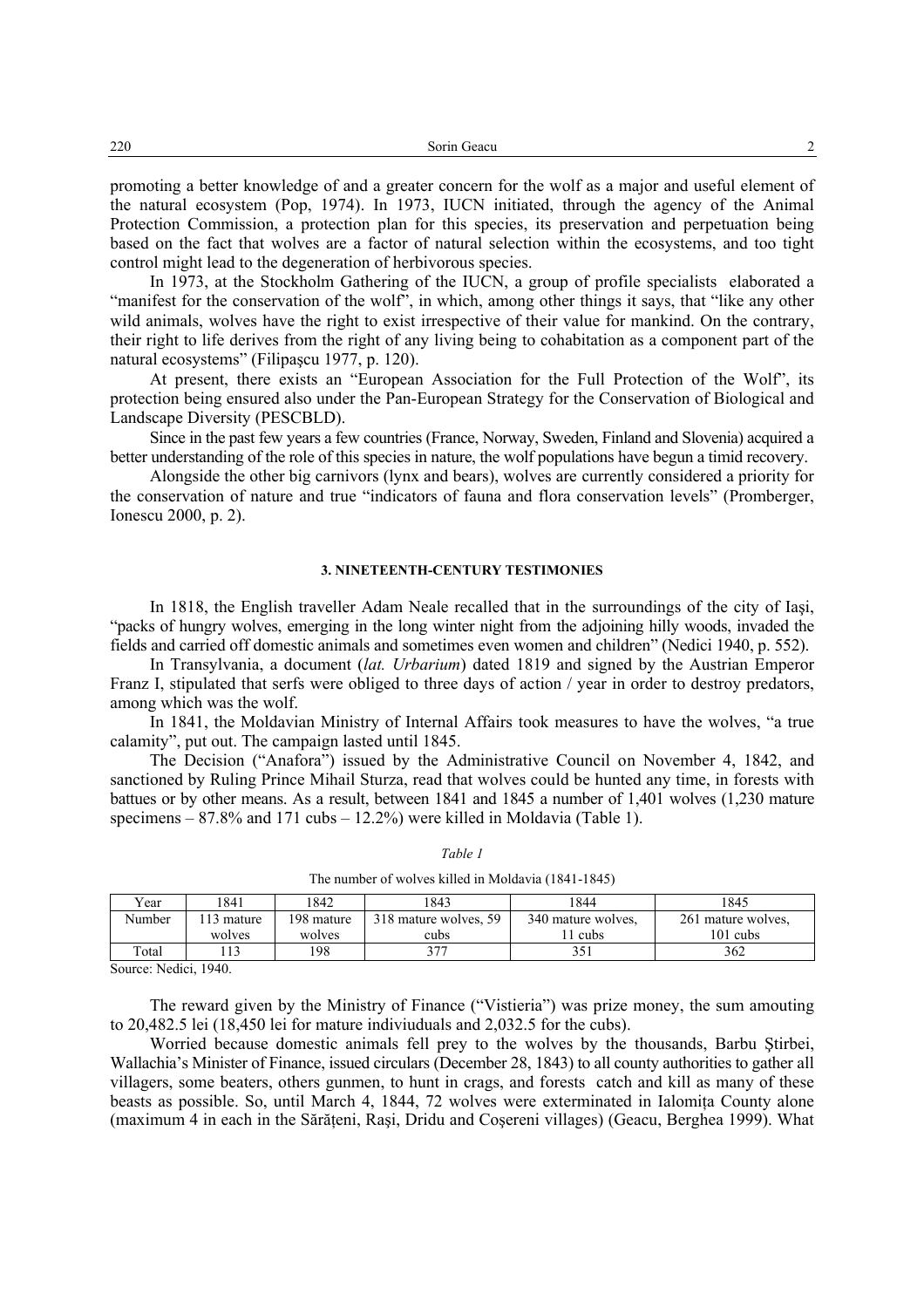promoting a better knowledge of and a greater concern for the wolf as a major and useful element of the natural ecosystem (Pop, 1974). In 1973, IUCN initiated, through the agency of the Animal Protection Commission, a protection plan for this species, its preservation and perpetuation being based on the fact that wolves are a factor of natural selection within the ecosystems, and too tight control might lead to the degeneration of herbivorous species.

In 1973, at the Stockholm Gathering of the IUCN, a group of profile specialists elaborated a "manifest for the conservation of the wolf", in which, among other things it says, that "like any other wild animals, wolves have the right to exist irrespective of their value for mankind. On the contrary, their right to life derives from the right of any living being to cohabitation as a component part of the natural ecosystems" (Filipaşcu 1977, p. 120).

At present, there exists an "European Association for the Full Protection of the Wolf", its protection being ensured also under the Pan-European Strategy for the Conservation of Biological and Landscape Diversity (PESCBLD).

Since in the past few years a few countries (France, Norway, Sweden, Finland and Slovenia) acquired a better understanding of the role of this species in nature, the wolf populations have begun a timid recovery.

Alongside the other big carnivors (lynx and bears), wolves are currently considered a priority for the conservation of nature and true "indicators of fauna and flora conservation levels" (Promberger, Ionescu 2000, p. 2).

## 3. NINETEENTH-CENTURY TESTIMONIES

In 1818, the English traveller Adam Neale recalled that in the surroundings of the city of Iaşi, "packs of hungry wolves, emerging in the long winter night from the adjoining hilly woods, invaded the fields and carried off domestic animals and sometimes even women and children" (Nedici 1940, p. 552).

In Transylvania, a document (*lat. Urbarium*) dated 1819 and signed by the Austrian Emperor Franz I, stipulated that serfs were obliged to three days of action / year in order to destroy predators, among which was the wolf.

In 1841, the Moldavian Ministry of Internal Affairs took measures to have the wolves, "a true calamity", put out. The campaign lasted until 1845.

The Decision ("Anafora") issued by the Administrative Council on November 4, 1842, and sanctioned by Ruling Prince Mihail Sturza, read that wolves could be hunted any time, in forests with battues or by other means. As a result, between 1841 and 1845 a number of 1,401 wolves (1,230 mature specimens – 87.8% and 171 cubs – 12.2%) were killed in Moldavia (Table 1).

*Table 1*

The number of wolves killed in Moldavia (1841-1845)

| Year | 1841 | 1842 | 1843 | 1844 | 1845 |
|---|---|---|---|---|---|
| Number | 113 mature wolves | 198 mature wolves | 318 mature wolves, 59 cubs | 340 mature wolves, 11 cubs | 261 mature wolves, 101 cubs |
| Total | 113 | 198 | 377 | 351 | 362 |

Source: Nedici, 1940.

The reward given by the Ministry of Finance ("Vistieria") was prize money, the sum amouting to 20,482.5 lei (18,450 lei for mature indiviuduals and 2,032.5 for the cubs).

Worried because domestic animals fell prey to the wolves by the thousands, Barbu Ştirbei, Wallachia's Minister of Finance, issued circulars (December 28, 1843) to all county authorities to gather all villagers, some beaters, others gunmen, to hunt in crags, and forests catch and kill as many of these beasts as possible. So, until March 4, 1844, 72 wolves were exterminated in Ialomiţa County alone (maximum 4 in each in the Sărăţeni, Raşi, Dridu and Coşereni villages) (Geacu, Berghea 1999). What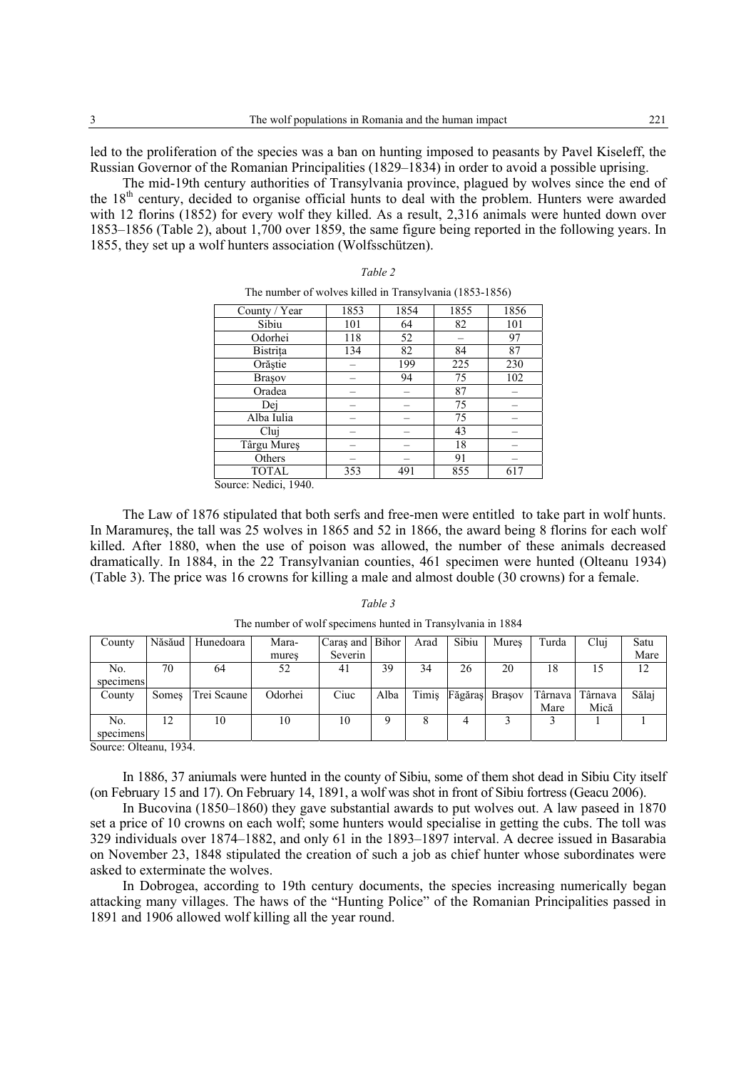led to the proliferation of the species was a ban on hunting imposed to peasants by Pavel Kiseleff, the Russian Governor of the Romanian Principalities (1829–1834) in order to avoid a possible uprising.

The mid-19th century authorities of Transylvania province, plagued by wolves since the end of the 18th century, decided to organise official hunts to deal with the problem. Hunters were awarded with 12 florins (1852) for every wolf they killed. As a result, 2,316 animals were hunted down over 1853–1856 (Table 2), about 1,700 over 1859, the same figure being reported in the following years. In 1855, they set up a wolf hunters association (Wolfsschützen).

*Table 2*

The number of wolves killed in Transylvania (1853-1856)

| County / Year | 1853 | 1854 | 1855 | 1856 |
|---|---|---|---|---|
| Sibiu | 101 | 64 | 82 | 101 |
| Odorhei | 118 | 52 | – | 97 |
| Bistrița | 134 | 82 | 84 | 87 |
| Orăștie | – | 199 | 225 | 230 |
| Brașov | – | 94 | 75 | 102 |
| Oradea | – | – | 87 | – |
| Dej | – | – | 75 | – |
| Alba Iulia | – | – | 75 | – |
| Cluj | – | – | 43 | – |
| Târgu Mureș | – | – | 18 | – |
| Others | – | – | 91 | – |
| TOTAL | 353 | 491 | 855 | 617 |

Source: Nedici, 1940.

The Law of 1876 stipulated that both serfs and free-men were entitled to take part in wolf hunts. In Maramureș, the tall was 25 wolves in 1865 and 52 in 1866, the award being 8 florins for each wolf killed. After 1880, when the use of poison was allowed, the number of these animals decreased dramatically. In 1884, in the 22 Transylvanian counties, 461 specimen were hunted (Olteanu 1934) (Table 3). The price was 16 crowns for killing a male and almost double (30 crowns) for a female.

*Table 3*

The number of wolf specimens hunted in Transylvania in 1884

| County | Năsăud | Hunedoara | Maramureș | Caraș and Severin | Bihor | Arad | Sibiu | Mureș | Turda | Cluj | Satu Mare |
|---|---|---|---|---|---|---|---|---|---|---|---|
| No. specimens | 70 | 64 | 52 | 41 | 39 | 34 | 26 | 20 | 18 | 15 | 12 |
| County | Someș | Trei Scaune | Odorhei | Ciuc | Alba | Timiș | Făgăraș | Brașov | Târnava Mare | Târnava Mică | Sălaj |
| No. specimens | 12 | 10 | 10 | 10 | 9 | 8 | 4 | 3 | 3 | 1 | 1 |

Source: Olteanu, 1934.

In 1886, 37 aniumals were hunted in the county of Sibiu, some of them shot dead in Sibiu City itself (on February 15 and 17). On February 14, 1891, a wolf was shot in front of Sibiu fortress (Geacu 2006).

In Bucovina (1850–1860) they gave substantial awards to put wolves out. A law paseed in 1870 set a price of 10 crowns on each wolf; some hunters would specialise in getting the cubs. The toll was 329 individuals over 1874–1882, and only 61 in the 1893–1897 interval. A decree issued in Basarabia on November 23, 1848 stipulated the creation of such a job as chief hunter whose subordinates were asked to exterminate the wolves.

In Dobrogea, according to 19th century documents, the species increasing numerically began attacking many villages. The haws of the "Hunting Police" of the Romanian Principalities passed in 1891 and 1906 allowed wolf killing all the year round.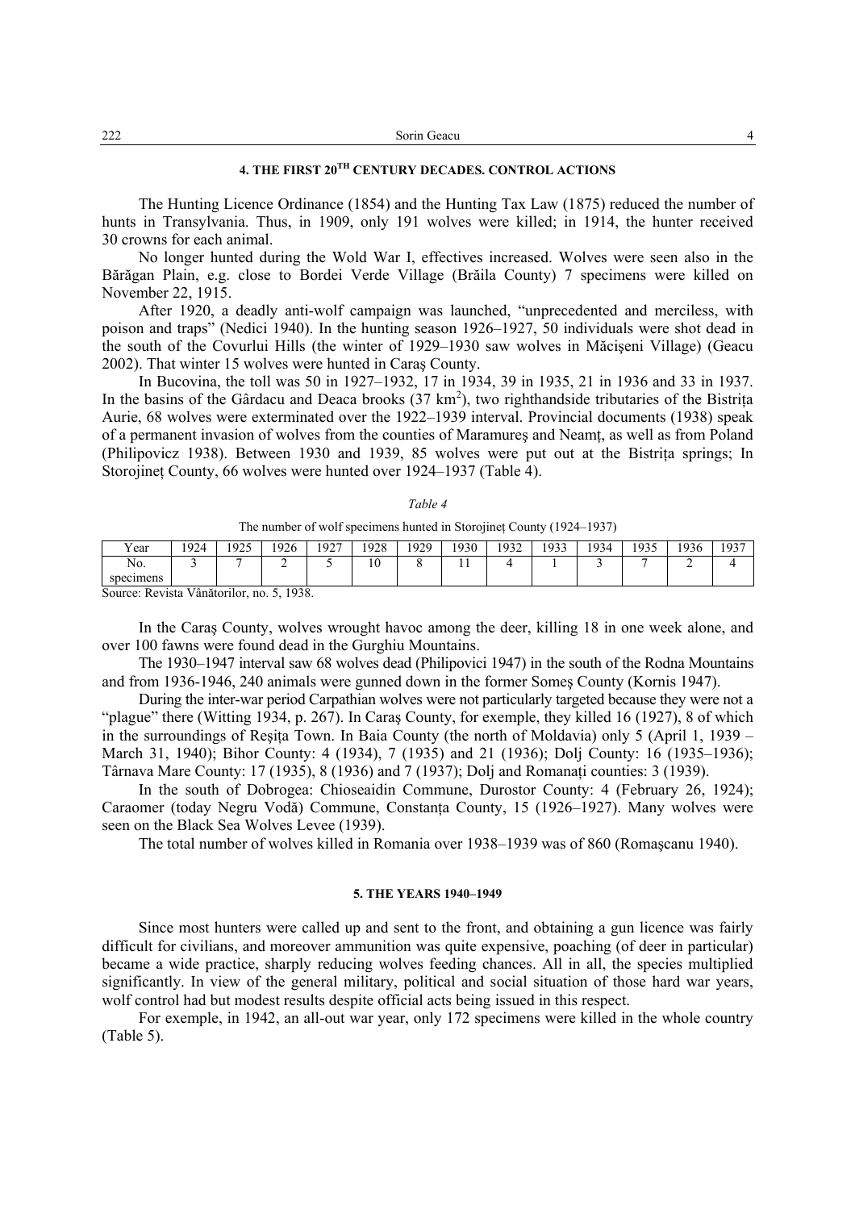## 4. THE FIRST 20TH CENTURY DECADES. CONTROL ACTIONS

The Hunting Licence Ordinance (1854) and the Hunting Tax Law (1875) reduced the number of hunts in Transylvania. Thus, in 1909, only 191 wolves were killed; in 1914, the hunter received 30 crowns for each animal.

No longer hunted during the Wold War I, effectives increased. Wolves were seen also in the Bărăgan Plain, e.g. close to Bordei Verde Village (Brăila County) 7 specimens were killed on November 22, 1915.

After 1920, a deadly anti-wolf campaign was launched, "unprecedented and merciless, with poison and traps" (Nedici 1940). In the hunting season 1926–1927, 50 individuals were shot dead in the south of the Covurlui Hills (the winter of 1929–1930 saw wolves in Măcişeni Village) (Geacu 2002). That winter 15 wolves were hunted in Caraş County.

In Bucovina, the toll was 50 in 1927–1932, 17 in 1934, 39 in 1935, 21 in 1936 and 33 in 1937. In the basins of the Gârdacu and Deaca brooks (37 km$^2$), two righthandside tributaries of the Bistriţa Aurie, 68 wolves were exterminated over the 1922–1939 interval. Provincial documents (1938) speak of a permanent invasion of wolves from the counties of Maramureş and Neamţ, as well as from Poland (Philipovicz 1938). Between 1930 and 1939, 85 wolves were put out at the Bistriţa springs; In Storojineţ County, 66 wolves were hunted over 1924–1937 (Table 4).

*Table 4*

The number of wolf specimens hunted in Storojineţ County (1924–1937)

| Year | 1924 | 1925 | 1926 | 1927 | 1928 | 1929 | 1930 | 1932 | 1933 | 1934 | 1935 | 1936 | 1937 |
|---|---|---|---|---|---|---|---|---|---|---|---|---|---|
| No. specimens | 3 | 7 | 2 | 5 | 10 | 8 | 11 | 4 | 1 | 3 | 7 | 2 | 4 |

Source: Revista Vânătorilor, no. 5, 1938.

In the Caraş County, wolves wrought havoc among the deer, killing 18 in one week alone, and over 100 fawns were found dead in the Gurghiu Mountains.

The 1930–1947 interval saw 68 wolves dead (Philipovici 1947) in the south of the Rodna Mountains and from 1936-1946, 240 animals were gunned down in the former Someş County (Kornis 1947).

During the inter-war period Carpathian wolves were not particularly targeted because they were not a "plague" there (Witting 1934, p. 267). In Caraş County, for exemple, they killed 16 (1927), 8 of which in the surroundings of Reşiţa Town. In Baia County (the north of Moldavia) only 5 (April 1, 1939 – March 31, 1940); Bihor County: 4 (1934), 7 (1935) and 21 (1936); Dolj County: 16 (1935–1936); Târnava Mare County: 17 (1935), 8 (1936) and 7 (1937); Dolj and Romanaţi counties: 3 (1939).

In the south of Dobrogea: Chioseaidin Commune, Durostor County: 4 (February 26, 1924); Caraomer (today Negru Vodă) Commune, Constanţa County, 15 (1926–1927). Many wolves were seen on the Black Sea Wolves Levee (1939).

The total number of wolves killed in Romania over 1938–1939 was of 860 (Romaşcanu 1940).

## 5. THE YEARS 1940–1949

Since most hunters were called up and sent to the front, and obtaining a gun licence was fairly difficult for civilians, and moreover ammunition was quite expensive, poaching (of deer in particular) became a wide practice, sharply reducing wolves feeding chances. All in all, the species multiplied significantly. In view of the general military, political and social situation of those hard war years, wolf control had but modest results despite official acts being issued in this respect.

For exemple, in 1942, an all-out war year, only 172 specimens were killed in the whole country (Table 5).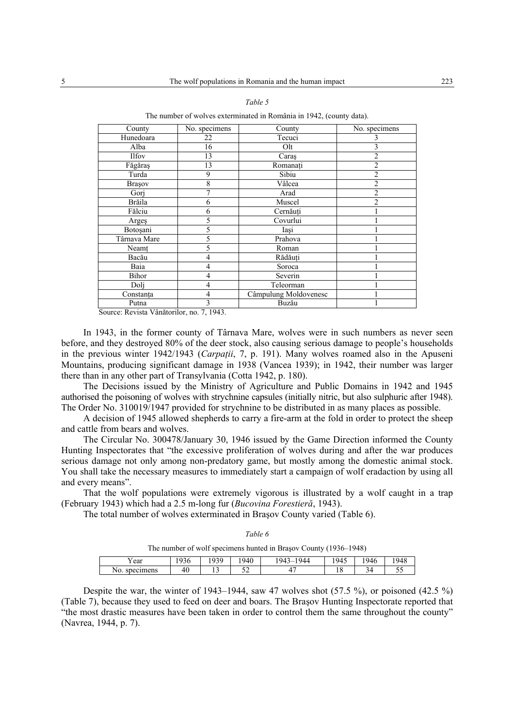*Table 5*

The number of wolves exterminated in România in 1942, (county data).

| County | No. specimens | County | No. specimens |
|---|---|---|---|
| Hunedoara | 22 | Tecuci | 3 |
| Alba | 16 | Olt | 3 |
| Ilfov | 13 | Caraş | 2 |
| Făgăraş | 13 | Romanaţi | 2 |
| Turda | 9 | Sibiu | 2 |
| Braşov | 8 | Vâlcea | 2 |
| Gorj | 7 | Arad | 2 |
| Brăila | 6 | Muscel | 2 |
| Fălciu | 6 | Cernăuţi | 1 |
| Argeş | 5 | Covurlui | 1 |
| Botoşani | 5 | Iaşi | 1 |
| Târnava Mare | 5 | Prahova | 1 |
| Neamţ | 5 | Roman | 1 |
| Bacău | 4 | Rădăuţi | 1 |
| Baia | 4 | Soroca | 1 |
| Bihor | 4 | Severin | 1 |
| Dolj | 4 | Teleorman | 1 |
| Constanţa | 4 | Câmpulung Moldovenesc | 1 |
| Putna | 3 | Buzău | 1 |

Source: Revista Vânătorilor, no. 7, 1943.

In 1943, in the former county of Târnava Mare, wolves were in such numbers as never seen before, and they destroyed 80% of the deer stock, also causing serious damage to people's households in the previous winter 1942/1943 (*Carpaţii*, 7, p. 191). Many wolves roamed also in the Apuseni Mountains, producing significant damage in 1938 (Vancea 1939); in 1942, their number was larger there than in any other part of Transylvania (Cotta 1942, p. 180).

The Decisions issued by the Ministry of Agriculture and Public Domains in 1942 and 1945 authorised the poisoning of wolves with strychnine capsules (initially nitric, but also sulphuric after 1948). The Order No. 310019/1947 provided for strychnine to be distributed in as many places as possible.

A decision of 1945 allowed shepherds to carry a fire-arm at the fold in order to protect the sheep and cattle from bears and wolves.

The Circular No. 300478/January 30, 1946 issued by the Game Direction informed the County Hunting Inspectorates that "the excessive proliferation of wolves during and after the war produces serious damage not only among non-predatory game, but mostly among the domestic animal stock. You shall take the necessary measures to immediately start a campaign of wolf eradaction by using all and every means".

That the wolf populations were extremely vigorous is illustrated by a wolf caught in a trap (February 1943) which had a 2.5 m-long fur (*Bucovina Forestieră*, 1943).

The total number of wolves exterminated in Braşov County varied (Table 6).

*Table 6*

The number of wolf specimens hunted in Braşov County (1936–1948)

| Year | 1936 | 1939 | 1940 | 1943–1944 | 1945 | 1946 | 1948 |
|---|---|---|---|---|---|---|---|
| No. specimens | 40 | 13 | 52 | 47 | 18 | 34 | 55 |

Despite the war, the winter of 1943–1944, saw 47 wolves shot (57.5 %), or poisoned (42.5 %) (Table 7), because they used to feed on deer and boars. The Braşov Hunting Inspectorate reported that "the most drastic measures have been taken in order to control them the same throughout the county" (Navrea, 1944, p. 7).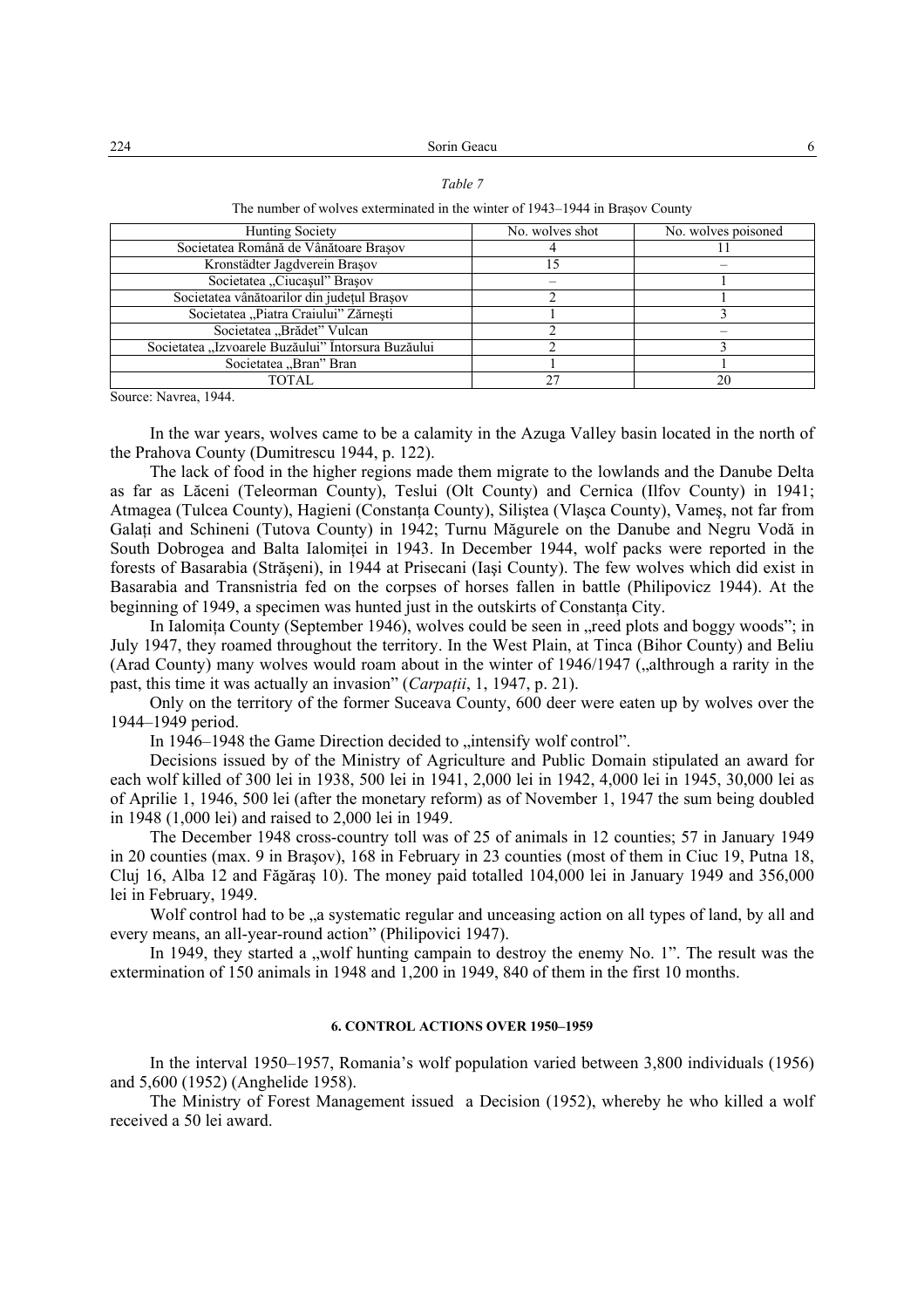*Table 7*

The number of wolves exterminated in the winter of 1943–1944 in Braşov County

| Hunting Society | No. wolves shot | No. wolves poisoned |
|---|---|---|
| Societatea Română de Vânătoare Braşov | 4 | 11 |
| Kronstädter Jagdverein Braşov | 15 | – |
| Societatea „Ciucaşul" Braşov | – | 1 |
| Societatea vânătoarilor din judeţul Braşov | 2 | 1 |
| Societatea „Piatra Craiului" Zărneşti | 1 | 3 |
| Societatea „Brădet" Vulcan | 2 | – |
| Societatea „Izvoarele Buzăului" Întorsura Buzăului | 2 | 3 |
| Societatea „Bran" Bran | 1 | 1 |
| TOTAL | 27 | 20 |

Source: Navrea, 1944.

In the war years, wolves came to be a calamity in the Azuga Valley basin located in the north of the Prahova County (Dumitrescu 1944, p. 122).

The lack of food in the higher regions made them migrate to the lowlands and the Danube Delta as far as Lăceni (Teleorman County), Teslui (Olt County) and Cernica (Ilfov County) in 1941; Atmagea (Tulcea County), Hagieni (Constanţa County), Siliştea (Vlaşca County), Vameş, not far from Galaţi and Schineni (Tutova County) in 1942; Turnu Măgurele on the Danube and Negru Vodă in South Dobrogea and Balta Ialomiţei in 1943. In December 1944, wolf packs were reported in the forests of Basarabia (Străşeni), in 1944 at Prisecani (Iaşi County). The few wolves which did exist in Basarabia and Transnistria fed on the corpses of horses fallen in battle (Philipovicz 1944). At the beginning of 1949, a specimen was hunted just in the outskirts of Constanţa City.

In Ialomiţa County (September 1946), wolves could be seen in „reed plots and boggy woods"; in July 1947, they roamed throughout the territory. In the West Plain, at Tinca (Bihor County) and Beliu (Arad County) many wolves would roam about in the winter of 1946/1947 („althrough a rarity in the past, this time it was actually an invasion" (*Carpaţii*, 1, 1947, p. 21).

Only on the territory of the former Suceava County, 600 deer were eaten up by wolves over the 1944–1949 period.

In 1946–1948 the Game Direction decided to „intensify wolf control".

Decisions issued by of the Ministry of Agriculture and Public Domain stipulated an award for each wolf killed of 300 lei in 1938, 500 lei in 1941, 2,000 lei in 1942, 4,000 lei in 1945, 30,000 lei as of Aprilie 1, 1946, 500 lei (after the monetary reform) as of November 1, 1947 the sum being doubled in 1948 (1,000 lei) and raised to 2,000 lei in 1949.

The December 1948 cross-country toll was of 25 of animals in 12 counties; 57 in January 1949 in 20 counties (max. 9 in Braşov), 168 in February in 23 counties (most of them in Ciuc 19, Putna 18, Cluj 16, Alba 12 and Făgăraş 10). The money paid totalled 104,000 lei in January 1949 and 356,000 lei in February, 1949.

Wolf control had to be „a systematic regular and unceasing action on all types of land, by all and every means, an all-year-round action" (Philipovicz 1947).

In 1949, they started a „wolf hunting campain to destroy the enemy No. 1". The result was the extermination of 150 animals in 1948 and 1,200 in 1949, 840 of them in the first 10 months.

#### 6. CONTROL ACTIONS OVER 1950–1959

In the interval 1950–1957, Romania's wolf population varied between 3,800 individuals (1956) and 5,600 (1952) (Anghelide 1958).

The Ministry of Forest Management issued a Decision (1952), whereby he who killed a wolf received a 50 lei award.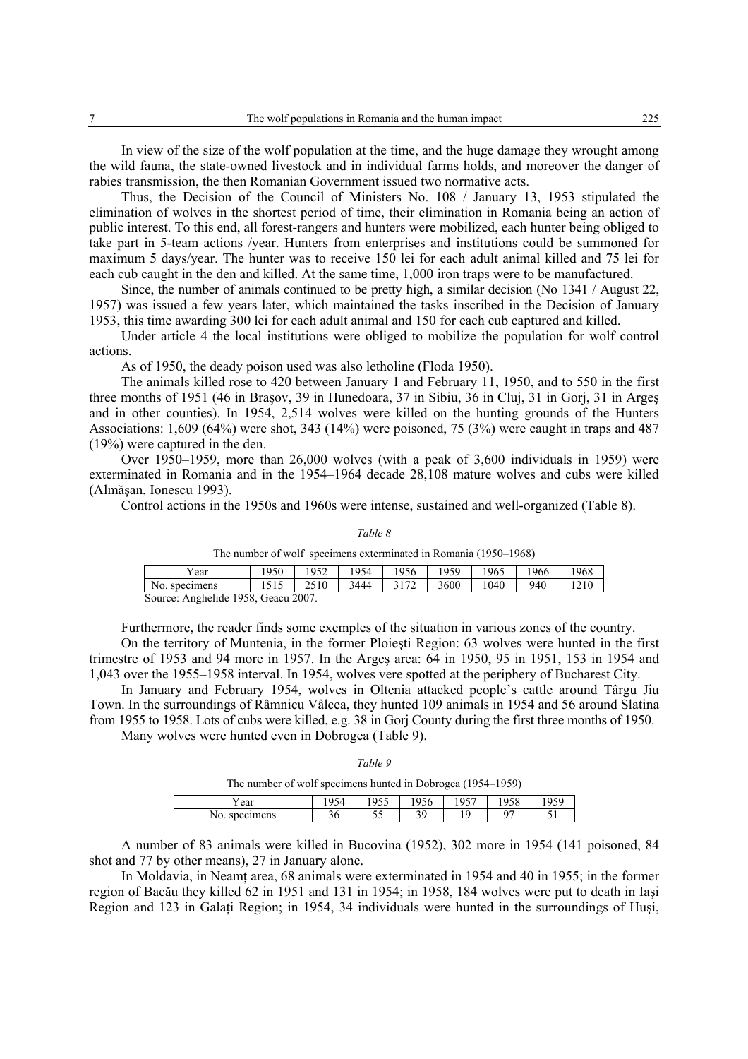In view of the size of the wolf population at the time, and the huge damage they wrought among the wild fauna, the state-owned livestock and in individual farms holds, and moreover the danger of rabies transmission, the then Romanian Government issued two normative acts.

Thus, the Decision of the Council of Ministers No. 108 / January 13, 1953 stipulated the elimination of wolves in the shortest period of time, their elimination in Romania being an action of public interest. To this end, all forest-rangers and hunters were mobilized, each hunter being obliged to take part in 5-team actions /year. Hunters from enterprises and institutions could be summoned for maximum 5 days/year. The hunter was to receive 150 lei for each adult animal killed and 75 lei for each cub caught in the den and killed. At the same time, 1,000 iron traps were to be manufactured.

Since, the number of animals continued to be pretty high, a similar decision (No 1341 / August 22, 1957) was issued a few years later, which maintained the tasks inscribed in the Decision of January 1953, this time awarding 300 lei for each adult animal and 150 for each cub captured and killed.

Under article 4 the local institutions were obliged to mobilize the population for wolf control actions.

As of 1950, the deady poison used was also letholine (Floda 1950).

The animals killed rose to 420 between January 1 and February 11, 1950, and to 550 in the first three months of 1951 (46 in Braşov, 39 in Hunedoara, 37 in Sibiu, 36 in Cluj, 31 in Gorj, 31 in Argeş and in other counties). In 1954, 2,514 wolves were killed on the hunting grounds of the Hunters Associations: 1,609 (64%) were shot, 343 (14%) were poisoned, 75 (3%) were caught in traps and 487 (19%) were captured in the den.

Over 1950–1959, more than 26,000 wolves (with a peak of 3,600 individuals in 1959) were exterminated in Romania and in the 1954–1964 decade 28,108 mature wolves and cubs were killed (Almăşan, Ionescu 1993).

Control actions in the 1950s and 1960s were intense, sustained and well-organized (Table 8).

*Table 8*

The number of wolf specimens exterminated in Romania (1950–1968)

| Year | 1950 | 1952 | 1954 | 1956 | 1959 | 1965 | 1966 | 1968 |
|---|---|---|---|---|---|---|---|---|
| No. specimens | 1515 | 2510 | 3444 | 3172 | 3600 | 1040 | 940 | 1210 |

Source: Anghelide 1958, Geacu 2007.

Furthermore, the reader finds some exemples of the situation in various zones of the country.

On the territory of Muntenia, in the former Ploieşti Region: 63 wolves were hunted in the first trimestre of 1953 and 94 more in 1957. In the Argeş area: 64 in 1950, 95 in 1951, 153 in 1954 and 1,043 over the 1955–1958 interval. In 1954, wolves vere spotted at the periphery of Bucharest City.

In January and February 1954, wolves in Oltenia attacked people's cattle around Târgu Jiu Town. In the surroundings of Râmnicu Vâlcea, they hunted 109 animals in 1954 and 56 around Slatina from 1955 to 1958. Lots of cubs were killed, e.g. 38 in Gorj County during the first three months of 1950.

Many wolves were hunted even in Dobrogea (Table 9).

*Table 9*

The number of wolf specimens hunted in Dobrogea (1954–1959)

| Year | 1954 | 1955 | 1956 | 1957 | 1958 | 1959 |
|---|---|---|---|---|---|---|
| No. specimens | 36 | 55 | 39 | 19 | 97 | 51 |

A number of 83 animals were killed in Bucovina (1952), 302 more in 1954 (141 poisoned, 84 shot and 77 by other means), 27 in January alone.

In Moldavia, in Neamț area, 68 animals were exterminated in 1954 and 40 in 1955; in the former region of Bacău they killed 62 in 1951 and 131 in 1954; in 1958, 184 wolves were put to death in Iași Region and 123 in Galați Region; in 1954, 34 individuals were hunted in the surroundings of Huşi,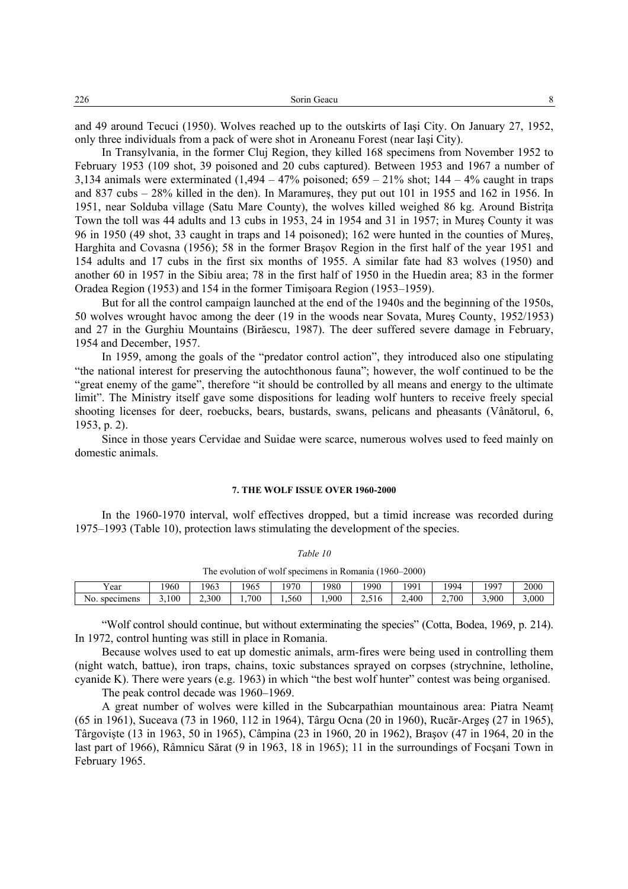and 49 around Tecuci (1950). Wolves reached up to the outskirts of Iaşi City. On January 27, 1952, only three individuals from a pack of were shot in Aroneanu Forest (near Iaşi City).

In Transylvania, in the former Cluj Region, they killed 168 specimens from November 1952 to February 1953 (109 shot, 39 poisoned and 20 cubs captured). Between 1953 and 1967 a number of 3,134 animals were exterminated (1,494 – 47% poisoned; 659 – 21% shot; 144 – 4% caught in traps and 837 cubs – 28% killed in the den). In Maramureş, they put out 101 in 1955 and 162 in 1956. In 1951, near Solduba village (Satu Mare County), the wolves killed weighed 86 kg. Around Bistriţa Town the toll was 44 adults and 13 cubs in 1953, 24 in 1954 and 31 in 1957; in Mureş County it was 96 in 1950 (49 shot, 33 caught in traps and 14 poisoned); 162 were hunted in the counties of Mureş, Harghita and Covasna (1956); 58 in the former Braşov Region in the first half of the year 1951 and 154 adults and 17 cubs in the first six months of 1955. A similar fate had 83 wolves (1950) and another 60 in 1957 in the Sibiu area; 78 in the first half of 1950 in the Huedin area; 83 in the former Oradea Region (1953) and 154 in the former Timişoara Region (1953–1959).

But for all the control campaign launched at the end of the 1940s and the beginning of the 1950s, 50 wolves wrought havoc among the deer (19 in the woods near Sovata, Mureş County, 1952/1953) and 27 in the Gurghiu Mountains (Birăescu, 1987). The deer suffered severe damage in February, 1954 and December, 1957.

In 1959, among the goals of the "predator control action", they introduced also one stipulating "the national interest for preserving the autochthonous fauna"; however, the wolf continued to be the "great enemy of the game", therefore "it should be controlled by all means and energy to the ultimate limit". The Ministry itself gave some dispositions for leading wolf hunters to receive freely special shooting licenses for deer, roebucks, bears, bustards, swans, pelicans and pheasants (Vânătorul, 6, 1953, p. 2).

Since in those years Cervidae and Suidae were scarce, numerous wolves used to feed mainly on domestic animals.

## 7. THE WOLF ISSUE OVER 1960-2000

In the 1960-1970 interval, wolf effectives dropped, but a timid increase was recorded during 1975–1993 (Table 10), protection laws stimulating the development of the species.

*Table 10*

The evolution of wolf specimens in Romania (1960–2000)

| Year | 1960 | 1963 | 1965 | 1970 | 1980 | 1990 | 1991 | 1994 | 1997 | 2000 |
|---|---|---|---|---|---|---|---|---|---|---|
| No. specimens | 3,100 | 2,300 | 1,700 | 1,560 | 1,900 | 2,516 | 2,400 | 2,700 | 3,900 | 3,000 |

"Wolf control should continue, but without exterminating the species" (Cotta, Bodea, 1969, p. 214). In 1972, control hunting was still in place in Romania.

Because wolves used to eat up domestic animals, arm-fires were being used in controlling them (night watch, battue), iron traps, chains, toxic substances sprayed on corpses (strychnine, letholine, cyanide K). There were years (e.g. 1963) in which "the best wolf hunter" contest was being organised.

The peak control decade was 1960–1969.

A great number of wolves were killed in the Subcarpathian mountainous area: Piatra Neamţ (65 in 1961), Suceava (73 in 1960, 112 in 1964), Târgu Ocna (20 in 1960), Rucăr-Argeş (27 in 1965), Târgovişte (13 in 1963, 50 in 1965), Câmpina (23 in 1960, 20 in 1962), Braşov (47 in 1964, 20 in the last part of 1966), Râmnicu Sărat (9 in 1963, 18 in 1965); 11 in the surroundings of Focşani Town in February 1965.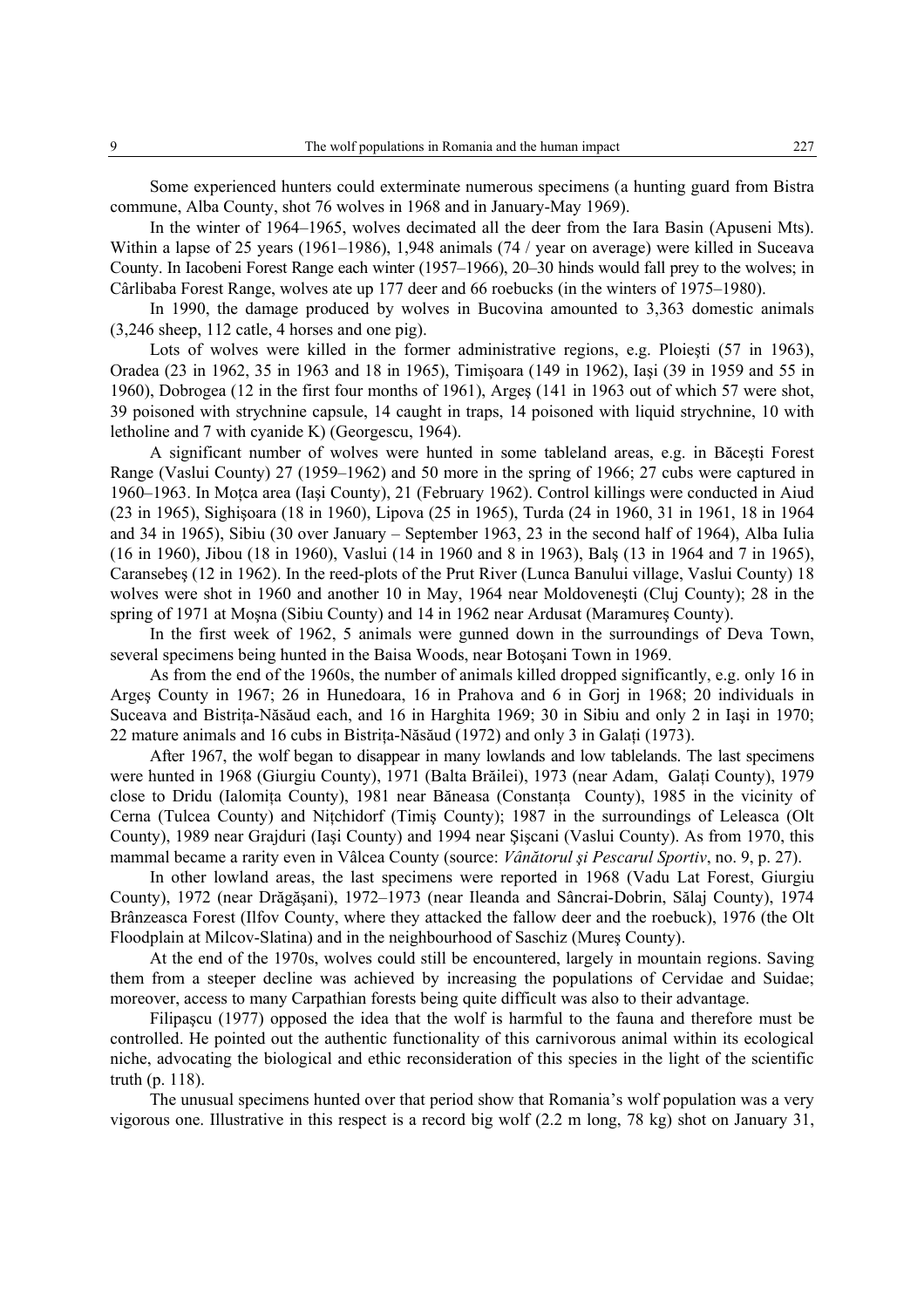Some experienced hunters could exterminate numerous specimens (a hunting guard from Bistra commune, Alba County, shot 76 wolves in 1968 and in January-May 1969).

In the winter of 1964–1965, wolves decimated all the deer from the Iara Basin (Apuseni Mts). Within a lapse of 25 years (1961–1986), 1,948 animals (74 / year on average) were killed in Suceava County. In Iacobeni Forest Range each winter (1957–1966), 20–30 hinds would fall prey to the wolves; in Cârlibaba Forest Range, wolves ate up 177 deer and 66 roebucks (in the winters of 1975–1980).

In 1990, the damage produced by wolves in Bucovina amounted to 3,363 domestic animals (3,246 sheep, 112 catle, 4 horses and one pig).

Lots of wolves were killed in the former administrative regions, e.g. Ploieşti (57 in 1963), Oradea (23 in 1962, 35 in 1963 and 18 in 1965), Timişoara (149 in 1962), Iaşi (39 in 1959 and 55 in 1960), Dobrogea (12 in the first four months of 1961), Argeş (141 in 1963 out of which 57 were shot, 39 poisoned with strychnine capsule, 14 caught in traps, 14 poisoned with liquid strychnine, 10 with letholine and 7 with cyanide K) (Georgescu, 1964).

A significant number of wolves were hunted in some tableland areas, e.g. in Băceşti Forest Range (Vaslui County) 27 (1959–1962) and 50 more in the spring of 1966; 27 cubs were captured in 1960–1963. In Moţca area (Iaşi County), 21 (February 1962). Control killings were conducted in Aiud (23 in 1965), Sighişoara (18 in 1960), Lipova (25 in 1965), Turda (24 in 1960, 31 in 1961, 18 in 1964 and 34 in 1965), Sibiu (30 over January – September 1963, 23 in the second half of 1964), Alba Iulia (16 in 1960), Jibou (18 in 1960), Vaslui (14 in 1960 and 8 in 1963), Balş (13 in 1964 and 7 in 1965), Caransebeş (12 in 1962). In the reed-plots of the Prut River (Lunca Banului village, Vaslui County) 18 wolves were shot in 1960 and another 10 in May, 1964 near Moldoveneşti (Cluj County); 28 in the spring of 1971 at Moşna (Sibiu County) and 14 in 1962 near Ardusat (Maramureş County).

In the first week of 1962, 5 animals were gunned down in the surroundings of Deva Town, several specimens being hunted in the Baisa Woods, near Botoşani Town in 1969.

As from the end of the 1960s, the number of animals killed dropped significantly, e.g. only 16 in Argeş County in 1967; 26 in Hunedoara, 16 in Prahova and 6 in Gorj in 1968; 20 individuals in Suceava and Bistriţa-Năsăud each, and 16 in Harghita 1969; 30 in Sibiu and only 2 in Iaşi in 1970; 22 mature animals and 16 cubs in Bistriţa-Năsăud (1972) and only 3 in Galaţi (1973).

After 1967, the wolf began to disappear in many lowlands and low tablelands. The last specimens were hunted in 1968 (Giurgiu County), 1971 (Balta Brăilei), 1973 (near Adam, Galaţi County), 1979 close to Dridu (Ialomiţa County), 1981 near Băneasa (Constanţa County), 1985 in the vicinity of Cerna (Tulcea County) and Niţchidorf (Timiş County); 1987 in the surroundings of Leleasca (Olt County), 1989 near Grajduri (Iaşi County) and 1994 near Şişcani (Vaslui County). As from 1970, this mammal became a rarity even in Vâlcea County (source: *Vânătorul şi Pescarul Sportiv*, no. 9, p. 27).

In other lowland areas, the last specimens were reported in 1968 (Vadu Lat Forest, Giurgiu County), 1972 (near Drăgăşani), 1972–1973 (near Ileanda and Sâncrai-Dobrin, Sălaj County), 1974 Brânzeasca Forest (Ilfov County, where they attacked the fallow deer and the roebuck), 1976 (the Olt Floodplain at Milcov-Slatina) and in the neighbourhood of Saschiz (Mureş County).

At the end of the 1970s, wolves could still be encountered, largely in mountain regions. Saving them from a steeper decline was achieved by increasing the populations of Cervidae and Suidae; moreover, access to many Carpathian forests being quite difficult was also to their advantage.

Filipaşcu (1977) opposed the idea that the wolf is harmful to the fauna and therefore must be controlled. He pointed out the authentic functionality of this carnivorous animal within its ecological niche, advocating the biological and ethic reconsideration of this species in the light of the scientific truth (p. 118).

The unusual specimens hunted over that period show that Romania's wolf population was a very vigorous one. Illustrative in this respect is a record big wolf (2.2 m long, 78 kg) shot on January 31,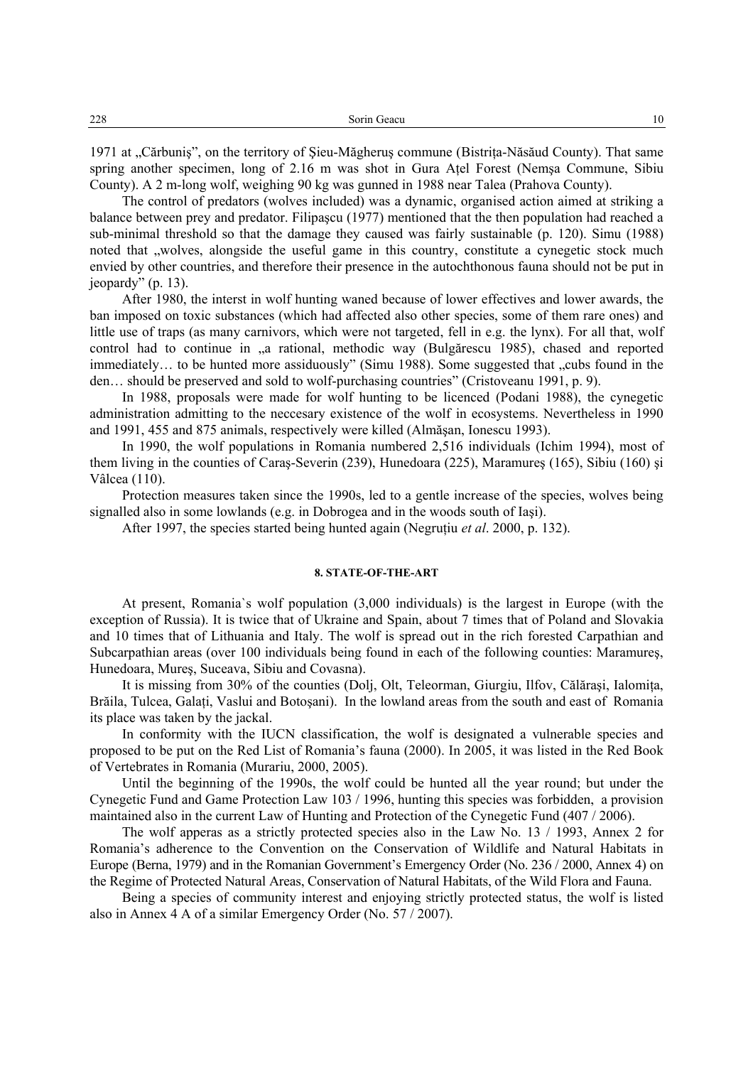1971 at „Cărbuniş", on the territory of Şieu-Măgheruş commune (Bistriţa-Năsăud County). That same spring another specimen, long of 2.16 m was shot in Gura Aţel Forest (Nemşa Commune, Sibiu County). A 2 m-long wolf, weighing 90 kg was gunned in 1988 near Talea (Prahova County).

The control of predators (wolves included) was a dynamic, organised action aimed at striking a balance between prey and predator. Filipaşcu (1977) mentioned that the then population had reached a sub-minimal threshold so that the damage they caused was fairly sustainable (p. 120). Simu (1988) noted that „wolves, alongside the useful game in this country, constitute a cynegetic stock much envied by other countries, and therefore their presence in the autochthonous fauna should not be put in jeopardy" (p. 13).

After 1980, the interst in wolf hunting waned because of lower effectives and lower awards, the ban imposed on toxic substances (which had affected also other species, some of them rare ones) and little use of traps (as many carnivors, which were not targeted, fell in e.g. the lynx). For all that, wolf control had to continue in „a rational, methodic way (Bulgărescu 1985), chased and reported immediately… to be hunted more assiduously" (Simu 1988). Some suggested that „cubs found in the den… should be preserved and sold to wolf-purchasing countries" (Cristoveanu 1991, p. 9).

In 1988, proposals were made for wolf hunting to be licenced (Podani 1988), the cynegetic administration admitting to the neccesary existence of the wolf in ecosystems. Nevertheless in 1990 and 1991, 455 and 875 animals, respectively were killed (Almăşan, Ionescu 1993).

In 1990, the wolf populations in Romania numbered 2,516 individuals (Ichim 1994), most of them living in the counties of Caraş-Severin (239), Hunedoara (225), Maramureş (165), Sibiu (160) şi Vâlcea (110).

Protection measures taken since the 1990s, led to a gentle increase of the species, wolves being signalled also in some lowlands (e.g. in Dobrogea and in the woods south of Iaşi).

After 1997, the species started being hunted again (Negruţiu *et al*. 2000, p. 132).

## 8. STATE-OF-THE-ART

At present, Romania`s wolf population (3,000 individuals) is the largest in Europe (with the exception of Russia). It is twice that of Ukraine and Spain, about 7 times that of Poland and Slovakia and 10 times that of Lithuania and Italy. The wolf is spread out in the rich forested Carpathian and Subcarpathian areas (over 100 individuals being found in each of the following counties: Maramureş, Hunedoara, Mureş, Suceava, Sibiu and Covasna).

It is missing from 30% of the counties (Dolj, Olt, Teleorman, Giurgiu, Ilfov, Călăraşi, Ialomiţa, Brăila, Tulcea, Galaţi, Vaslui and Botoşani). In the lowland areas from the south and east of Romania its place was taken by the jackal.

In conformity with the IUCN classification, the wolf is designated a vulnerable species and proposed to be put on the Red List of Romania's fauna (2000). In 2005, it was listed in the Red Book of Vertebrates in Romania (Murariu, 2000, 2005).

Until the beginning of the 1990s, the wolf could be hunted all the year round; but under the Cynegetic Fund and Game Protection Law 103 / 1996, hunting this species was forbidden, a provision maintained also in the current Law of Hunting and Protection of the Cynegetic Fund (407 / 2006).

The wolf apperas as a strictly protected species also in the Law No. 13 / 1993, Annex 2 for Romania's adherence to the Convention on the Conservation of Wildlife and Natural Habitats in Europe (Berna, 1979) and in the Romanian Government's Emergency Order (No. 236 / 2000, Annex 4) on the Regime of Protected Natural Areas, Conservation of Natural Habitats, of the Wild Flora and Fauna.

Being a species of community interest and enjoying strictly protected status, the wolf is listed also in Annex 4 A of a similar Emergency Order (No. 57 / 2007).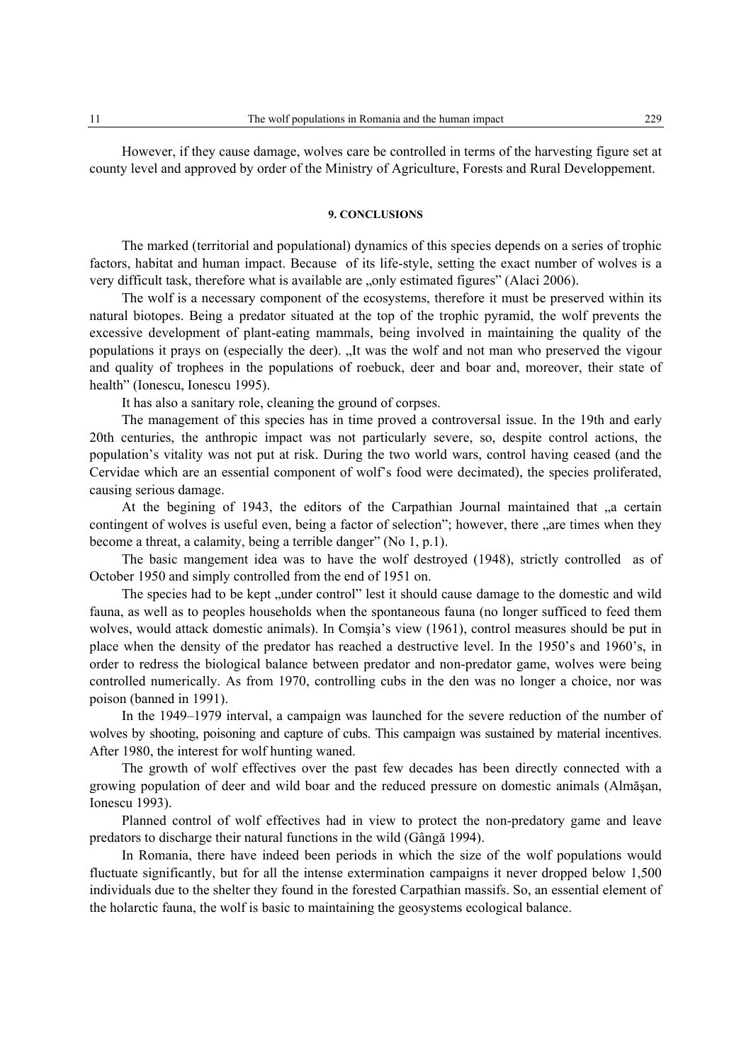However, if they cause damage, wolves care be controlled in terms of the harvesting figure set at county level and approved by order of the Ministry of Agriculture, Forests and Rural Developpement.

## 9. CONCLUSIONS

The marked (territorial and populational) dynamics of this species depends on a series of trophic factors, habitat and human impact. Because of its life-style, setting the exact number of wolves is a very difficult task, therefore what is available are „only estimated figures" (Alaci 2006).

The wolf is a necessary component of the ecosystems, therefore it must be preserved within its natural biotopes. Being a predator situated at the top of the trophic pyramid, the wolf prevents the excessive development of plant-eating mammals, being involved in maintaining the quality of the populations it prays on (especially the deer). „It was the wolf and not man who preserved the vigour and quality of trophees in the populations of roebuck, deer and boar and, moreover, their state of health" (Ionescu, Ionescu 1995).

It has also a sanitary role, cleaning the ground of corpses.

The management of this species has in time proved a controversal issue. In the 19th and early 20th centuries, the anthropic impact was not particularly severe, so, despite control actions, the population's vitality was not put at risk. During the two world wars, control having ceased (and the Cervidae which are an essential component of wolf's food were decimated), the species proliferated, causing serious damage.

At the begining of 1943, the editors of the Carpathian Journal maintained that „a certain contingent of wolves is useful even, being a factor of selection"; however, there „are times when they become a threat, a calamity, being a terrible danger" (No 1, p.1).

The basic mangement idea was to have the wolf destroyed (1948), strictly controlled as of October 1950 and simply controlled from the end of 1951 on.

The species had to be kept „under control" lest it should cause damage to the domestic and wild fauna, as well as to peoples households when the spontaneous fauna (no longer sufficed to feed them wolves, would attack domestic animals). In Comşia's view (1961), control measures should be put in place when the density of the predator has reached a destructive level. In the 1950's and 1960's, in order to redress the biological balance between predator and non-predator game, wolves were being controlled numerically. As from 1970, controlling cubs in the den was no longer a choice, nor was poison (banned in 1991).

In the 1949–1979 interval, a campaign was launched for the severe reduction of the number of wolves by shooting, poisoning and capture of cubs. This campaign was sustained by material incentives. After 1980, the interest for wolf hunting waned.

The growth of wolf effectives over the past few decades has been directly connected with a growing population of deer and wild boar and the reduced pressure on domestic animals (Almăşan, Ionescu 1993).

Planned control of wolf effectives had in view to protect the non-predatory game and leave predators to discharge their natural functions in the wild (Gângă 1994).

In Romania, there have indeed been periods in which the size of the wolf populations would fluctuate significantly, but for all the intense extermination campaigns it never dropped below 1,500 individuals due to the shelter they found in the forested Carpathian massifs. So, an essential element of the holarctic fauna, the wolf is basic to maintaining the geosystems ecological balance.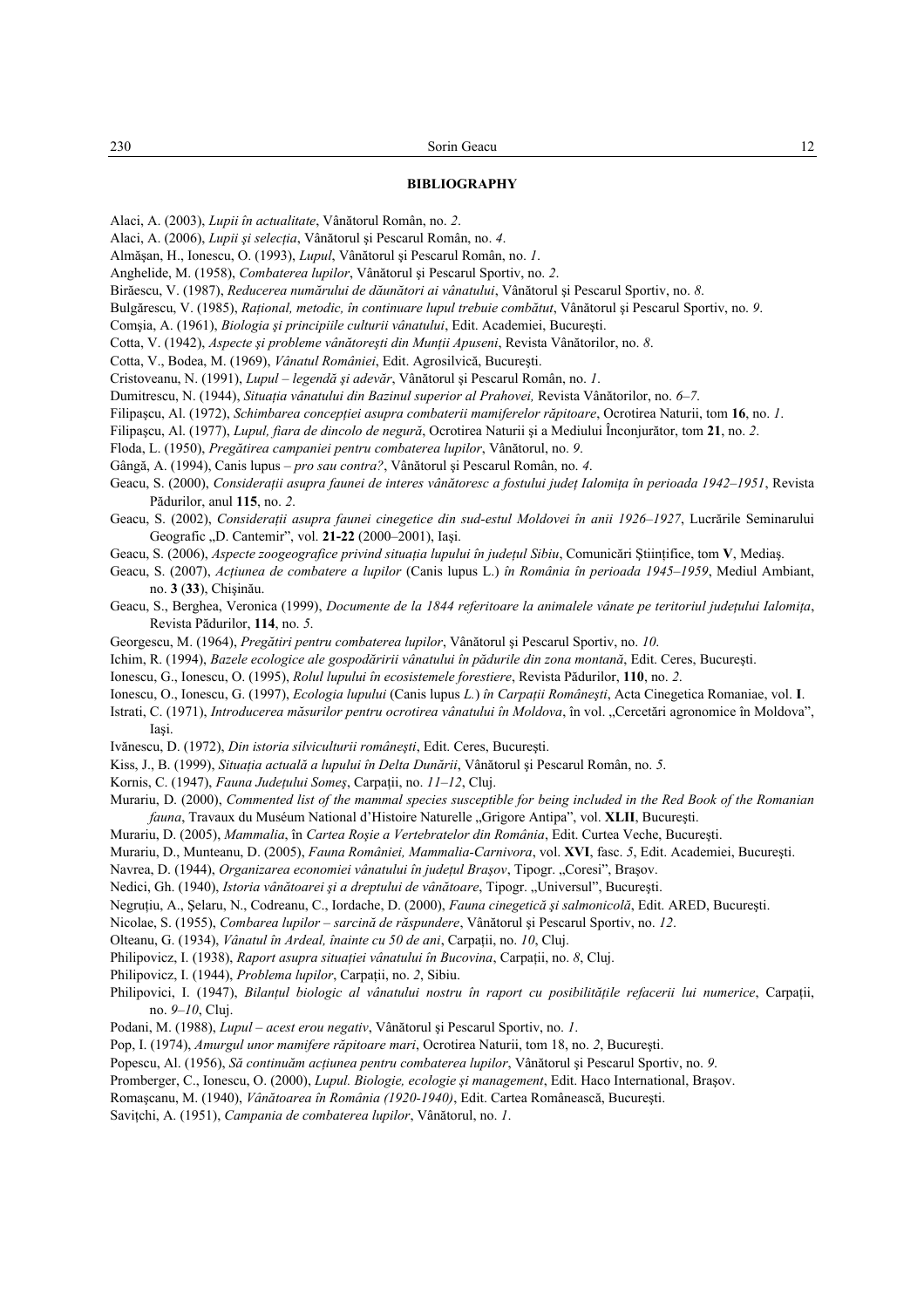**BIBLIOGRAPHY**

Alaci, A. (2003), *Lupii în actualitate*, Vânătorul Român, no. *2*.

Alaci, A. (2006), *Lupii şi selecţia*, Vânătorul şi Pescarul Român, no. *4*.

Almăşan, H., Ionescu, O. (1993), *Lupul*, Vânătorul şi Pescarul Român, no. *1*.

Anghelide, M. (1958), *Combaterea lupilor*, Vânătorul şi Pescarul Sportiv, no. *2*.

Birăescu, V. (1987), *Reducerea numărului de dăunători ai vânatului*, Vânătorul şi Pescarul Sportiv, no. *8*.

Bulgărescu, V. (1985), *Raţional, metodic, în continuare lupul trebuie combătut*, Vânătorul şi Pescarul Sportiv, no. *9*.

Comşia, A. (1961), *Biologia şi principiile culturii vânatului*, Edit. Academiei, Bucureşti.

Cotta, V. (1942), *Aspecte şi probleme vânătoreşti din Munţii Apuseni*, Revista Vânătorilor, no. *8*.

Cotta, V., Bodea, M. (1969), *Vânatul României*, Edit. Agrosilvică, Bucureşti.

Cristoveanu, N. (1991), *Lupul – legendă şi adevăr*, Vânătorul şi Pescarul Român, no. *1*.

Dumitrescu, N. (1944), *Situaţia vânatului din Bazinul superior al Prahovei,* Revista Vânătorilor, no. *6–7*.

Filipaşcu, Al. (1972), *Schimbarea concepţiei asupra combaterii mamiferelor răpitoare*, Ocrotirea Naturii, tom **16**, no. *1*.

Filipaşcu, Al. (1977), *Lupul, fiara de dincolo de negură*, Ocrotirea Naturii şi a Mediului Înconjurător, tom **21**, no. *2*.

Floda, L. (1950), *Pregătirea campaniei pentru combaterea lupilor*, Vânătorul, no. *9*.

Gângă, A. (1994), Canis lupus *– pro sau contra?*, Vânătorul şi Pescarul Român, no. *4*.

Geacu, S. (2000), *Consideraţii asupra faunei de interes vânătoresc a fostului judeţ Ialomiţa în perioada 1942–1951*, Revista Pădurilor, anul **115**, no. *2*.

Geacu, S. (2002), *Consideraţii asupra faunei cinegetice din sud-estul Moldovei în anii 1926–1927*, Lucrările Seminarului Geografic „D. Cantemir", vol. **21-22** (2000–2001), Iaşi.

Geacu, S. (2006), *Aspecte zoogeografice privind situaţia lupului în judeţul Sibiu*, Comunicări Ştiinţifice, tom **V**, Mediaş.

Geacu, S. (2007), *Acţiunea de combatere a lupilor* (Canis lupus L.) *în România în perioada 1945–1959*, Mediul Ambiant, no. **3** (**33**), Chişinău.

Geacu, S., Berghea, Veronica (1999), *Documente de la 1844 referitoare la animalele vânate pe teritoriul judeţului Ialomiţa*, Revista Pădurilor, **114**, no. *5*.

Georgescu, M. (1964), *Pregătiri pentru combaterea lupilor*, Vânătorul şi Pescarul Sportiv, no. *10*.

Ichim, R. (1994), *Bazele ecologice ale gospodăririi vânatului în pădurile din zona montană*, Edit. Ceres, Bucureşti.

Ionescu, G., Ionescu, O. (1995), *Rolul lupului în ecosistemele forestiere*, Revista Pădurilor, **110**, no. *2*.

Ionescu, O., Ionescu, G. (1997), *Ecologia lupului* (Canis lupus *L.*) *în Carpaţii Româneşti*, Acta Cinegetica Romaniae, vol. **I**.

Istrati, C. (1971), *Introducerea măsurilor pentru ocrotirea vânatului în Moldova*, în vol. „Cercetări agronomice în Moldova", Iaşi.

Ivănescu, D. (1972), *Din istoria silviculturii româneşti*, Edit. Ceres, Bucureşti.

Kiss, J., B. (1999), *Situaţia actuală a lupului în Delta Dunării*, Vânătorul şi Pescarul Român, no. *5*.

Kornis, C. (1947), *Fauna Judeţului Someş*, Carpaţii, no. *11–12*, Cluj.

Murariu, D. (2000), *Commented list of the mammal species susceptible for being included in the Red Book of the Romanian fauna*, Travaux du Muséum National d'Histoire Naturelle „Grigore Antipa", vol. **XLII**, Bucureşti.

Murariu, D. (2005), *Mammalia*, în *Cartea Roşie a Vertebratelor din România*, Edit. Curtea Veche, Bucureşti.

Murariu, D., Munteanu, D. (2005), *Fauna României, Mammalia-Carnivora*, vol. **XVI**, fasc. *5*, Edit. Academiei, Bucureşti.

Navrea, D. (1944), *Organizarea economiei vânatului în judeţul Braşov*, Tipogr. „Coresi", Braşov.

Nedici, Gh. (1940), *Istoria vânătoarei şi a dreptului de vânătoare*, Tipogr. „Universul", Bucureşti.

Negruţiu, A., Şelaru, N., Codreanu, C., Iordache, D. (2000), *Fauna cinegetică şi salmonicolă*, Edit. ARED, Bucureşti.

Nicolae, S. (1955), *Combarea lupilor – sarcină de răspundere*, Vânătorul şi Pescarul Sportiv, no. *12*.

Olteanu, G. (1934), *Vânatul în Ardeal, înainte cu 50 de ani*, Carpaţii, no. *10*, Cluj.

Philipovicz, I. (1938), *Raport asupra situaţiei vânatului în Bucovina*, Carpaţii, no. *8*, Cluj.

Philipovicz, I. (1944), *Problema lupilor*, Carpaţii, no. *2*, Sibiu.

Philipovici, I. (1947), *Bilanţul biologic al vânatului nostru în raport cu posibilităţile refacerii lui numerice*, Carpaţii, no. *9–10*, Cluj.

Podani, M. (1988), *Lupul – acest erou negativ*, Vânătorul şi Pescarul Sportiv, no. *1*.

Pop, I. (1974), *Amurgul unor mamifere răpitoare mari*, Ocrotirea Naturii, tom 18, no. *2*, Bucureşti.

Popescu, Al. (1956), *Să continuăm acţiunea pentru combaterea lupilor*, Vânătorul şi Pescarul Sportiv, no. *9*.

Promberger, C., Ionescu, O. (2000), *Lupul. Biologie, ecologie şi management*, Edit. Haco International, Braşov.

Romaşcanu, M. (1940), *Vânătoarea în România (1920-1940)*, Edit. Cartea Românească, Bucureşti.

Saviţchi, A. (1951), *Campania de combaterea lupilor*, Vânătorul, no. *1*.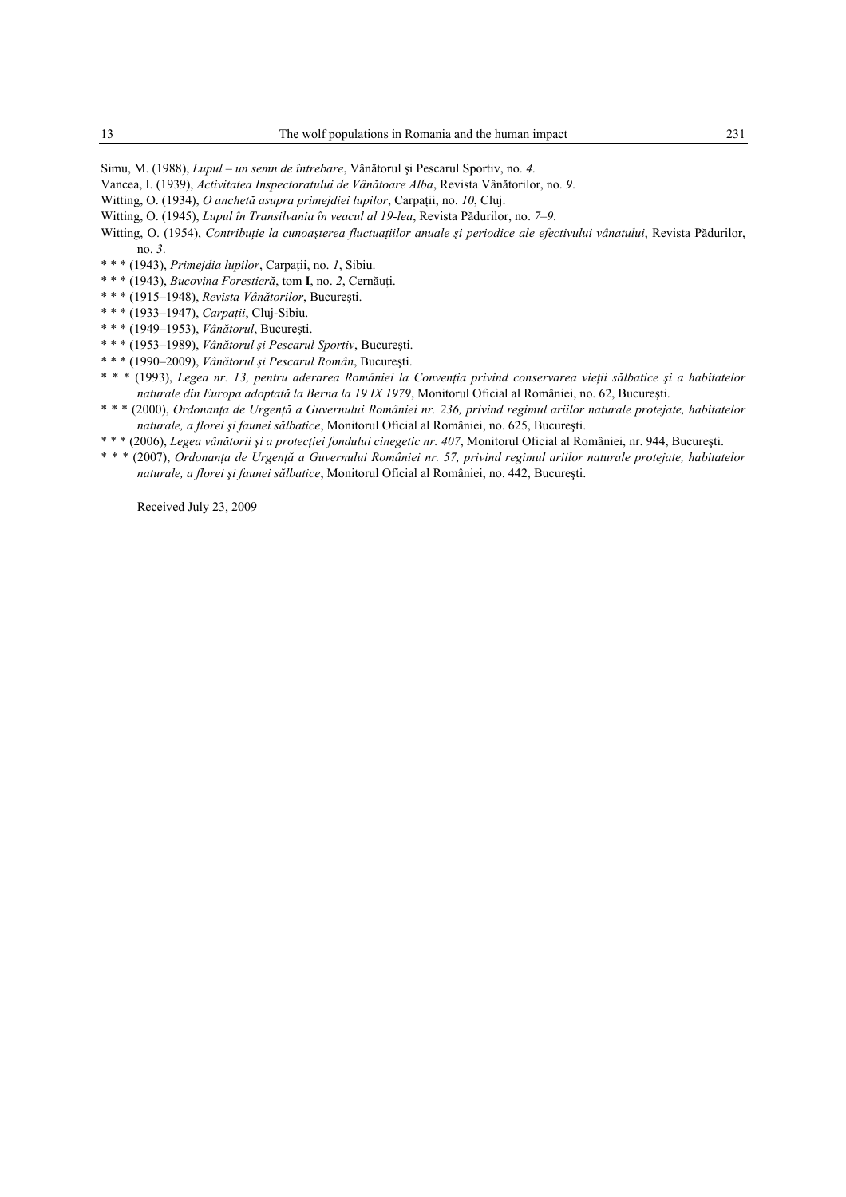Simu, M. (1988), *Lupul – un semn de întrebare*, Vânătorul şi Pescarul Sportiv, no. *4*.

Vancea, I. (1939), *Activitatea Inspectoratului de Vânătoare Alba*, Revista Vânătorilor, no. *9*.

Witting, O. (1934), *O anchetă asupra primejdiei lupilor*, Carpații, no. *10*, Cluj.

Witting, O. (1945), *Lupul în Transilvania în veacul al 19-lea*, Revista Pădurilor, no. *7–9*.

Witting, O. (1954), *Contribuție la cunoaşterea fluctuațiilor anuale şi periodice ale efectivului vânatului*, Revista Pădurilor, no. *3*.

* * * (1943), *Primejdia lupilor*, Carpații, no. *1*, Sibiu.

* * * (1943), *Bucovina Forestieră*, tom **I**, no. *2*, Cernăuți.

* * * (1915–1948), *Revista Vânătorilor*, Bucureşti.

* * * (1933–1947), *Carpații*, Cluj-Sibiu.

* * * (1949–1953), *Vânătorul*, Bucureşti.

* * * (1953–1989), *Vânătorul şi Pescarul Sportiv*, Bucureşti.

* * * (1990–2009), *Vânătorul şi Pescarul Român*, Bucureşti.

* * * (1993), *Legea nr. 13, pentru aderarea României la Convenția privind conservarea vieții sălbatice şi a habitatelor naturale din Europa adoptată la Berna la 19 IX 1979*, Monitorul Oficial al României, no. 62, Bucureşti.

* * * (2000), *Ordonanța de Urgență a Guvernului României nr. 236, privind regimul ariilor naturale protejate, habitatelor naturale, a florei şi faunei sălbatice*, Monitorul Oficial al României, no. 625, Bucureşti.

* * * (2006), *Legea vânătorii şi a protecției fondului cinegetic nr. 407*, Monitorul Oficial al României, nr. 944, Bucureşti.

* * * (2007), *Ordonanța de Urgență a Guvernului României nr. 57, privind regimul ariilor naturale protejate, habitatelor naturale, a florei şi faunei sălbatice*, Monitorul Oficial al României, no. 442, Bucureşti.

Received July 23, 2009